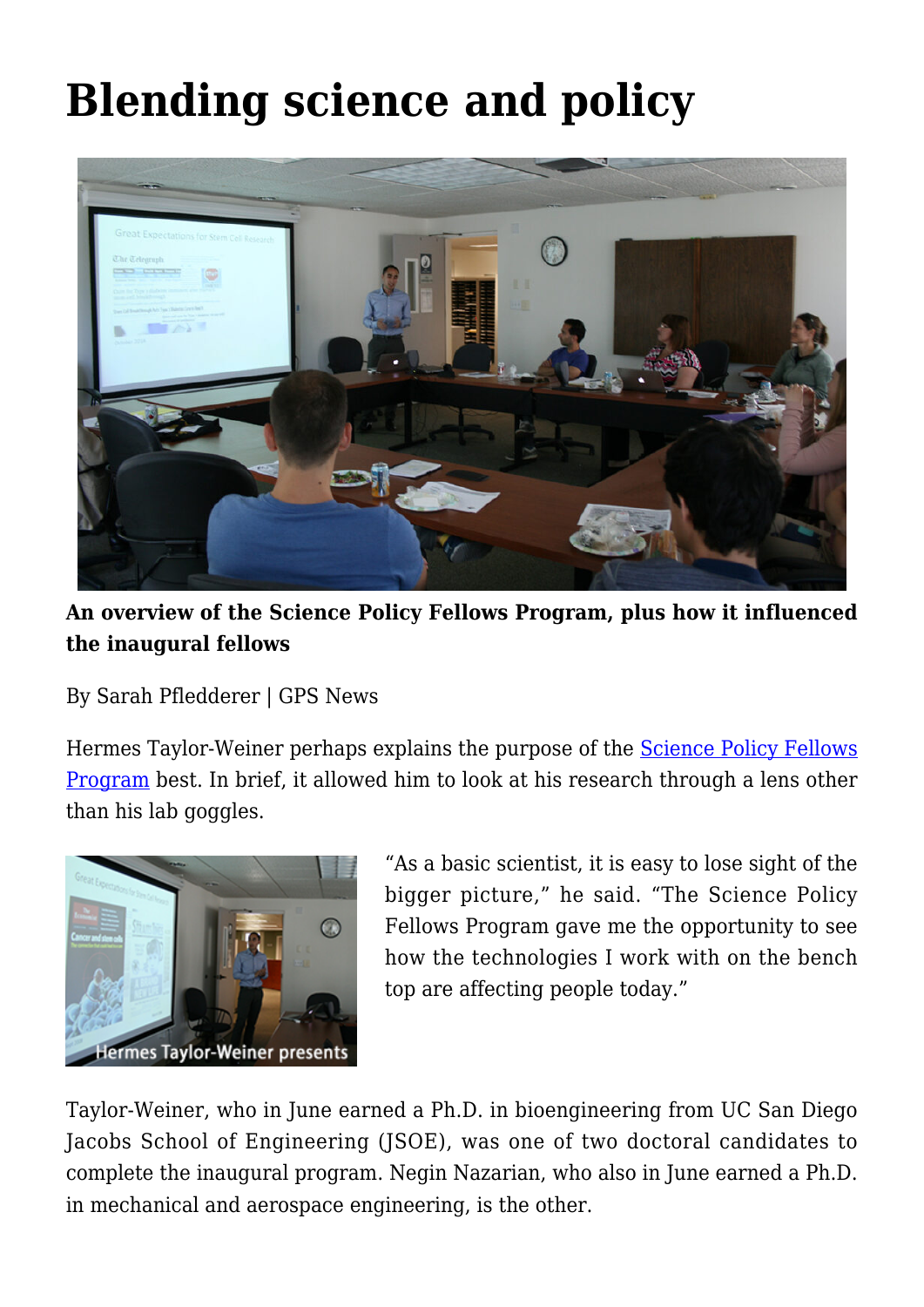# Blending science and policy

**An overview of the Science Policy Fellows Program, plus how it influenced the inaugural fellows**

By Sarah Pfledderer | GPS News

Hermes Taylor-Weiner perhaps explains the purpose of the Science Policy Fellows Program best. In brief, it allowed him to look at his research through a lens other than his lab goggles.

Hermes Taylor-Weiner presents

"As a basic scientist, it is easy to lose sight of the bigger picture," he said. "The Science Policy Fellows Program gave me the opportunity to see how the technologies I work with on the bench top are affecting people today."

Taylor-Weiner, who in June earned a Ph.D. in bioengineering from UC San Diego Jacobs School of Engineering (JSOE), was one of two doctoral candidates to complete the inaugural program. Negin Nazarian, who also in June earned a Ph.D. in mechanical and aerospace engineering, is the other.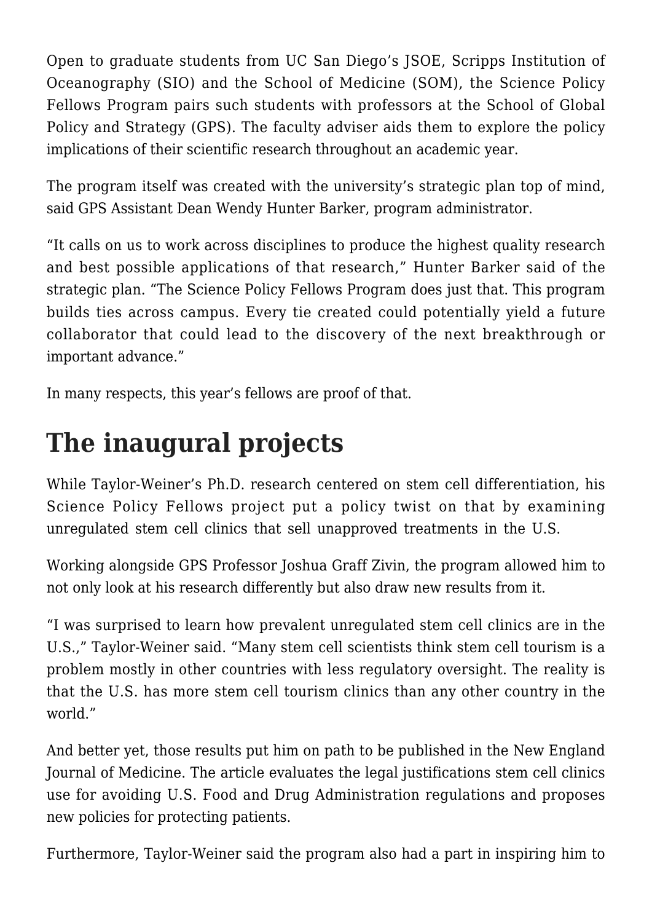Open to graduate students from UC San Diego's JSOE, Scripps Institution of Oceanography (SIO) and the School of Medicine (SOM), the Science Policy Fellows Program pairs such students with professors at the School of Global Policy and Strategy (GPS). The faculty adviser aids them to explore the policy implications of their scientific research throughout an academic year.

The program itself was created with the university's strategic plan top of mind, said GPS Assistant Dean Wendy Hunter Barker, program administrator.

"It calls on us to work across disciplines to produce the highest quality research and best possible applications of that research," Hunter Barker said of the strategic plan. "The Science Policy Fellows Program does just that. This program builds ties across campus. Every tie created could potentially yield a future collaborator that could lead to the discovery of the next breakthrough or important advance."

In many respects, this year's fellows are proof of that.

## The inaugural projects

While Taylor-Weiner's Ph.D. research centered on stem cell differentiation, his Science Policy Fellows project put a policy twist on that by examining unregulated stem cell clinics that sell unapproved treatments in the U.S.

Working alongside GPS Professor Joshua Graff Zivin, the program allowed him to not only look at his research differently but also draw new results from it.

"I was surprised to learn how prevalent unregulated stem cell clinics are in the U.S.," Taylor-Weiner said. "Many stem cell scientists think stem cell tourism is a problem mostly in other countries with less regulatory oversight. The reality is that the U.S. has more stem cell tourism clinics than any other country in the world."

And better yet, those results put him on path to be published in the New England Journal of Medicine. The article evaluates the legal justifications stem cell clinics use for avoiding U.S. Food and Drug Administration regulations and proposes new policies for protecting patients.

Furthermore, Taylor-Weiner said the program also had a part in inspiring him to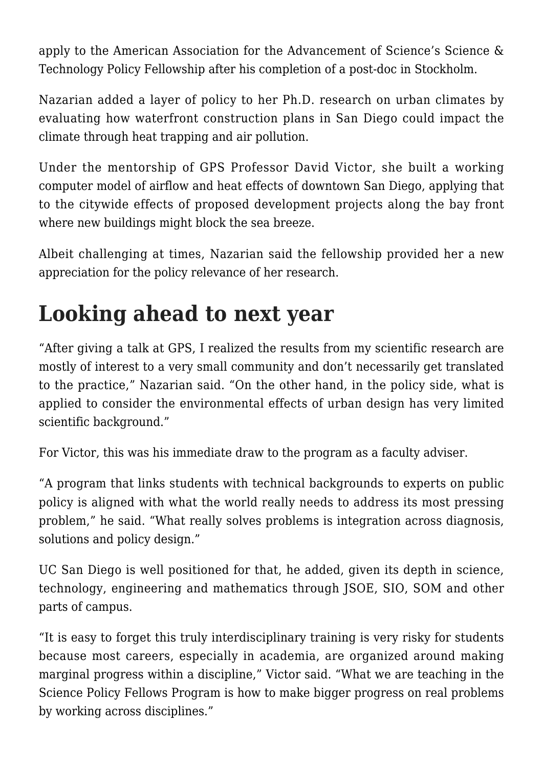apply to the American Association for the Advancement of Science's Science & Technology Policy Fellowship after his completion of a post-doc in Stockholm.

Nazarian added a layer of policy to her Ph.D. research on urban climates by evaluating how waterfront construction plans in San Diego could impact the climate through heat trapping and air pollution.

Under the mentorship of GPS Professor David Victor, she built a working computer model of airflow and heat effects of downtown San Diego, applying that to the citywide effects of proposed development projects along the bay front where new buildings might block the sea breeze.

Albeit challenging at times, Nazarian said the fellowship provided her a new appreciation for the policy relevance of her research.

## Looking ahead to next year

"After giving a talk at GPS, I realized the results from my scientific research are mostly of interest to a very small community and don't necessarily get translated to the practice," Nazarian said. "On the other hand, in the policy side, what is applied to consider the environmental effects of urban design has very limited scientific background."

For Victor, this was his immediate draw to the program as a faculty adviser.

"A program that links students with technical backgrounds to experts on public policy is aligned with what the world really needs to address its most pressing problem," he said. "What really solves problems is integration across diagnosis, solutions and policy design."

UC San Diego is well positioned for that, he added, given its depth in science, technology, engineering and mathematics through JSOE, SIO, SOM and other parts of campus.

"It is easy to forget this truly interdisciplinary training is very risky for students because most careers, especially in academia, are organized around making marginal progress within a discipline," Victor said. "What we are teaching in the Science Policy Fellows Program is how to make bigger progress on real problems by working across disciplines."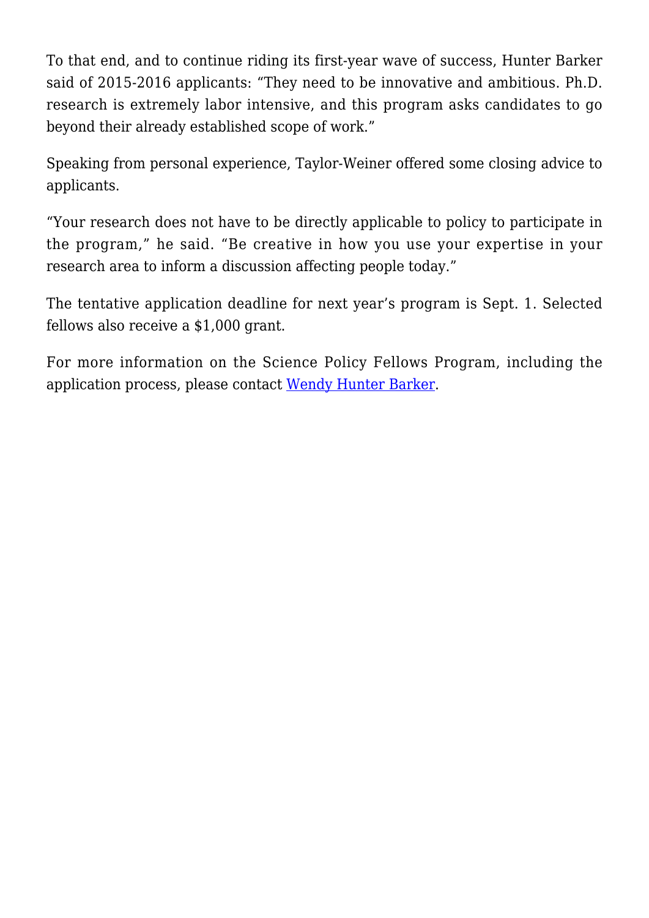To that end, and to continue riding its first-year wave of success, Hunter Barker said of 2015-2016 applicants: "They need to be innovative and ambitious. Ph.D. research is extremely labor intensive, and this program asks candidates to go beyond their already established scope of work."

Speaking from personal experience, Taylor-Weiner offered some closing advice to applicants.

"Your research does not have to be directly applicable to policy to participate in the program," he said. "Be creative in how you use your expertise in your research area to inform a discussion affecting people today."

The tentative application deadline for next year's program is Sept. 1. Selected fellows also receive a $1,000 grant.

For more information on the Science Policy Fellows Program, including the application process, please contact Wendy Hunter Barker.